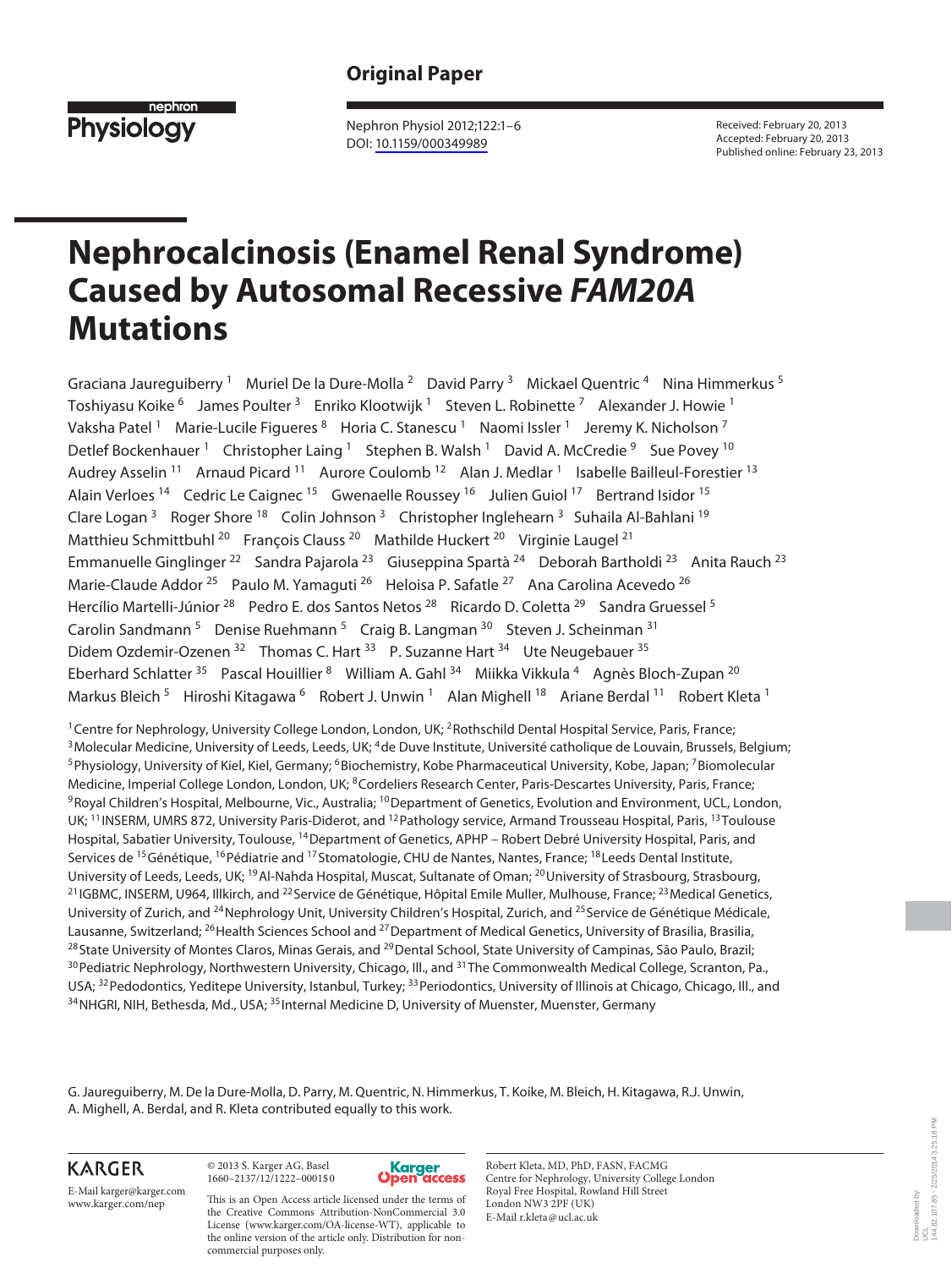Original Paper

**nephron Physiology**

Nephron Physiol 2012;122:1–6
DOI: 10.1159/000349989

Received: February 20, 2013
Accepted: February 20, 2013
Published online: February 23, 2013

# Nephrocalcinosis (Enamel Renal Syndrome) Caused by Autosomal Recessive *FAM20A* Mutations

Graciana Jaureguiberry [1] Muriel De la Dure-Molla [2] David Parry [3] Mickael Quentric [4] Nina Himmerkus [5] Toshiyasu Koike [6] James Poulter [3] Enriko Klootwijk [1] Steven L. Robinette [7] Alexander J. Howie [1] Vaksha Patel [1] Marie-Lucile Figueres [8] Horia C. Stanescu [1] Naomi Issler [1] Jeremy K. Nicholson [7] Detlef Bockenhauer [1] Christopher Laing [1] Stephen B. Walsh [1] David A. McCredie [9] Sue Povey [10] Audrey Asselin [11] Arnaud Picard [11] Aurore Coulomb [12] Alan J. Medlar [1] Isabelle Bailleul-Forestier [13] Alain Verloes [14] Cedric Le Caignec [15] Gwenaelle Roussey [16] Julien Guiol [17] Bertrand Isidor [15] Clare Logan [3] Roger Shore [18] Colin Johnson [3] Christopher Inglehearn [3] Suhaila Al-Bahlani [19] Matthieu Schmittbuhl [20] François Clauss [20] Mathilde Huckert [20] Virginie Laugel [21] Emmanuelle Ginglinger [22] Sandra Pajarola [23] Giuseppina Spartà [24] Deborah Bartholdi [23] Anita Rauch [23] Marie-Claude Addor [25] Paulo M. Yamaguti [26] Heloisa P. Safatle [27] Ana Carolina Acevedo [26] Hercílio Martelli-Júnior [28] Pedro E. dos Santos Netos [28] Ricardo D. Coletta [29] Sandra Gruessel [5] Carolin Sandmann [5] Denise Ruehmann [5] Craig B. Langman [30] Steven J. Scheinman [31] Didem Ozdemir-Ozenen [32] Thomas C. Hart [33] P. Suzanne Hart [34] Ute Neugebauer [35] Eberhard Schlatter [35] Pascal Houillier [8] William A. Gahl [34] Miikka Vikkula [4] Agnès Bloch-Zupan [20] Markus Bleich [5] Hiroshi Kitagawa [6] Robert J. Unwin [1] Alan Mighell [18] Ariane Berdal [11] Robert Kleta [1]

[1] Centre for Nephrology, University College London, London, UK; [2] Rothschild Dental Hospital Service, Paris, France; [3] Molecular Medicine, University of Leeds, Leeds, UK; [4] de Duve Institute, Université catholique de Louvain, Brussels, Belgium; [5] Physiology, University of Kiel, Kiel, Germany; [6] Biochemistry, Kobe Pharmaceutical University, Kobe, Japan; [7] Biomolecular Medicine, Imperial College London, London, UK; [8] Cordeliers Research Center, Paris-Descartes University, Paris, France; [9] Royal Children's Hospital, Melbourne, Vic., Australia; [10] Department of Genetics, Evolution and Environment, UCL, London, UK; [11] INSERM, UMRS 872, University Paris-Diderot, and [12] Pathology service, Armand Trousseau Hospital, Paris, [13] Toulouse Hospital, Sabatier University, Toulouse, [14] Department of Genetics, APHP – Robert Debré University Hospital, Paris, and Services de [15] Génétique, [16] Pédiatrie and [17] Stomatologie, CHU de Nantes, Nantes, France; [18] Leeds Dental Institute, University of Leeds, Leeds, UK; [19] Al-Nahda Hospital, Muscat, Sultanate of Oman; [20] University of Strasbourg, Strasbourg, [21] IGBMC, INSERM, U964, Illkirch, and [22] Service de Génétique, Hôpital Emile Muller, Mulhouse, France; [23] Medical Genetics, University of Zurich, and [24] Nephrology Unit, University Children's Hospital, Zurich, and [25] Service de Génétique Médicale, Lausanne, Switzerland; [26] Health Sciences School and [27] Department of Medical Genetics, University of Brasilia, Brasilia, [28] State University of Montes Claros, Minas Gerais, and [29] Dental School, State University of Campinas, São Paulo, Brazil; [30] Pediatric Nephrology, Northwestern University, Chicago, Ill., and [31] The Commonwealth Medical College, Scranton, Pa., USA; [32] Pedodontics, Yeditepe University, Istanbul, Turkey; [33] Periodontics, University of Illinois at Chicago, Chicago, Ill., and [34] NHGRI, NIH, Bethesda, Md., USA; [35] Internal Medicine D, University of Muenster, Muenster, Germany

G. Jaureguiberry, M. De la Dure-Molla, D. Parry, M. Quentric, N. Himmerkus, T. Koike, M. Bleich, H. Kitagawa, R.J. Unwin, A. Mighell, A. Berdal, and R. Kleta contributed equally to this work.

KARGER

E-Mail karger@karger.com
www.karger.com/nep

© 2013 S. Karger AG, Basel
1660–2137/12/1222–0001$0

Karger Open access

This is an Open Access article licensed under the terms of the Creative Commons Attribution-NonCommercial 3.0 License (www.karger.com/OA-license-WT), applicable to the online version of the article only. Distribution for non-commercial purposes only.

Robert Kleta, MD, PhD, FASN, FACMG
Centre for Nephrology, University College London
Royal Free Hospital, Rowland Hill Street
London NW3 2PF (UK)
E-Mail r.kleta@ucl.ac.uk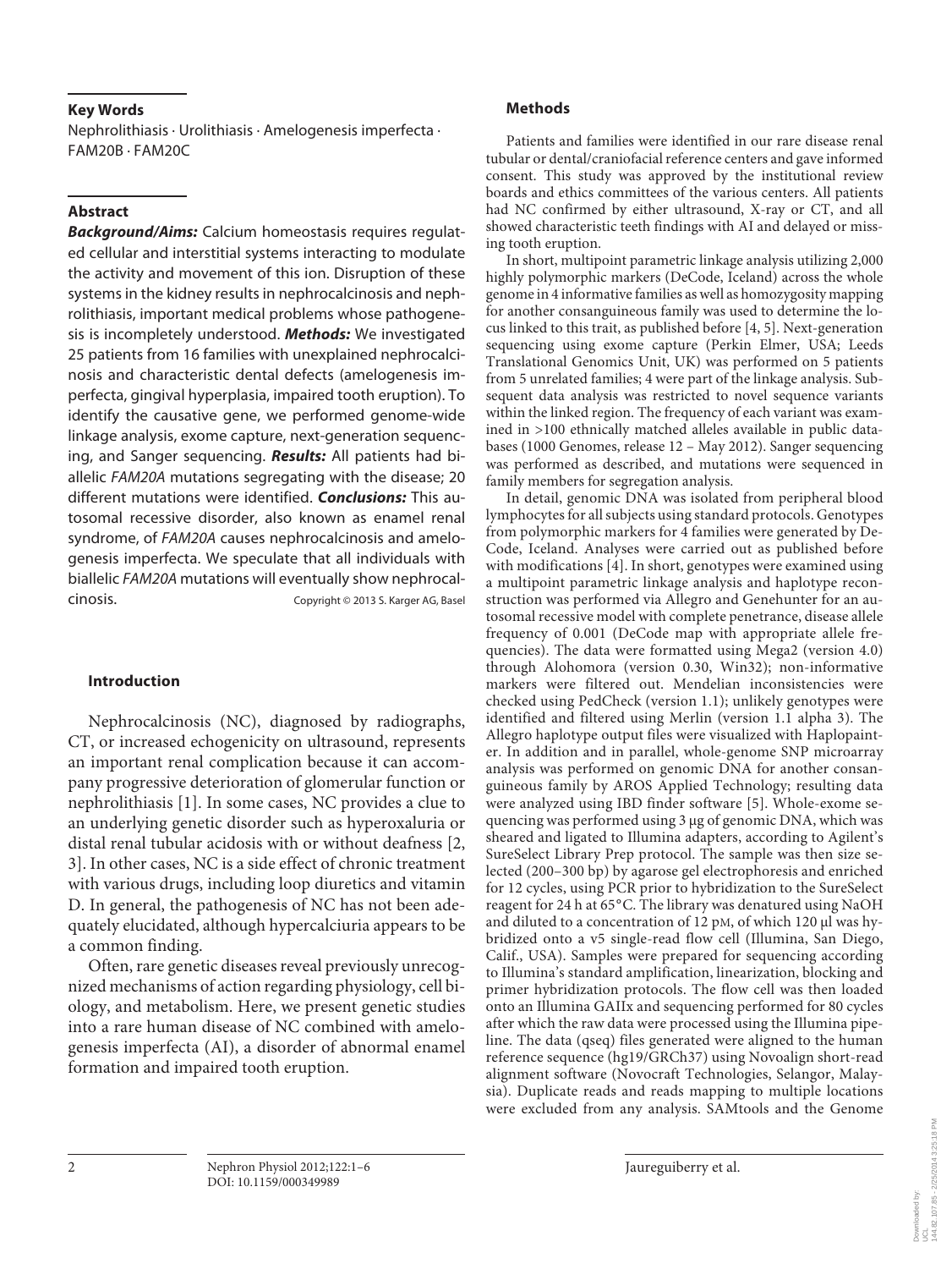### Key Words

Nephrolithiasis · Urolithiasis · Amelogenesis imperfecta · FAM20B · FAM20C

### Abstract

***Background/Aims:*** Calcium homeostasis requires regulated cellular and interstitial systems interacting to modulate the activity and movement of this ion. Disruption of these systems in the kidney results in nephrocalcinosis and nephrolithiasis, important medical problems whose pathogenesis is incompletely understood. ***Methods:*** We investigated 25 patients from 16 families with unexplained nephrocalcinosis and characteristic dental defects (amelogenesis imperfecta, gingival hyperplasia, impaired tooth eruption). To identify the causative gene, we performed genome-wide linkage analysis, exome capture, next-generation sequencing, and Sanger sequencing. ***Results:*** All patients had biallelic *FAM20A* mutations segregating with the disease; 20 different mutations were identified. ***Conclusions:*** This autosomal recessive disorder, also known as enamel renal syndrome, of *FAM20A* causes nephrocalcinosis and amelogenesis imperfecta. We speculate that all individuals with biallelic *FAM20A* mutations will eventually show nephrocalcinosis.

Copyright © 2013 S. Karger AG, Basel

## Introduction

Nephrocalcinosis (NC), diagnosed by radiographs, CT, or increased echogenicity on ultrasound, represents an important renal complication because it can accompany progressive deterioration of glomerular function or nephrolithiasis [1]. In some cases, NC provides a clue to an underlying genetic disorder such as hyperoxaluria or distal renal tubular acidosis with or without deafness [2, 3]. In other cases, NC is a side effect of chronic treatment with various drugs, including loop diuretics and vitamin D. In general, the pathogenesis of NC has not been adequately elucidated, although hypercalciuria appears to be a common finding.

Often, rare genetic diseases reveal previously unrecognized mechanisms of action regarding physiology, cell biology, and metabolism. Here, we present genetic studies into a rare human disease of NC combined with amelogenesis imperfecta (AI), a disorder of abnormal enamel formation and impaired tooth eruption.

## Methods

Patients and families were identified in our rare disease renal tubular or dental/craniofacial reference centers and gave informed consent. This study was approved by the institutional review boards and ethics committees of the various centers. All patients had NC confirmed by either ultrasound, X-ray or CT, and all showed characteristic teeth findings with AI and delayed or missing tooth eruption.

In short, multipoint parametric linkage analysis utilizing 2,000 highly polymorphic markers (DeCode, Iceland) across the whole genome in 4 informative families as well as homozygosity mapping for another consanguineous family was used to determine the locus linked to this trait, as published before [4, 5]. Next-generation sequencing using exome capture (Perkin Elmer, USA; Leeds Translational Genomics Unit, UK) was performed on 5 patients from 5 unrelated families; 4 were part of the linkage analysis. Subsequent data analysis was restricted to novel sequence variants within the linked region. The frequency of each variant was examined in >100 ethnically matched alleles available in public databases (1000 Genomes, release 12 – May 2012). Sanger sequencing was performed as described, and mutations were sequenced in family members for segregation analysis.

In detail, genomic DNA was isolated from peripheral blood lymphocytes for all subjects using standard protocols. Genotypes from polymorphic markers for 4 families were generated by DeCode, Iceland. Analyses were carried out as published before with modifications [4]. In short, genotypes were examined using a multipoint parametric linkage analysis and haplotype reconstruction was performed via Allegro and Genehunter for an autosomal recessive model with complete penetrance, disease allele frequency of 0.001 (DeCode map with appropriate allele frequencies). The data were formatted using Mega2 (version 4.0) through Alohomora (version 0.30, Win32); non-informative markers were filtered out. Mendelian inconsistencies were checked using PedCheck (version 1.1); unlikely genotypes were identified and filtered using Merlin (version 1.1 alpha 3). The Allegro haplotype output files were visualized with Haplopainter. In addition and in parallel, whole-genome SNP microarray analysis was performed on genomic DNA for another consanguineous family by AROS Applied Technology; resulting data were analyzed using IBD finder software [5]. Whole-exome sequencing was performed using 3 μg of genomic DNA, which was sheared and ligated to Illumina adapters, according to Agilent's SureSelect Library Prep protocol. The sample was then size selected (200–300 bp) by agarose gel electrophoresis and enriched for 12 cycles, using PCR prior to hybridization to the SureSelect reagent for 24 h at 65 °C. The library was denatured using NaOH and diluted to a concentration of 12 pM, of which 120 μl was hybridized onto a v5 single-read flow cell (Illumina, San Diego, Calif., USA). Samples were prepared for sequencing according to Illumina's standard amplification, linearization, blocking and primer hybridization protocols. The flow cell was then loaded onto an Illumina GAIIx and sequencing performed for 80 cycles after which the raw data were processed using the Illumina pipeline. The data (qseq) files generated were aligned to the human reference sequence (hg19/GRCh37) using Novoalign short-read alignment software (Novocraft Technologies, Selangor, Malaysia). Duplicate reads and reads mapping to multiple locations were excluded from any analysis. SAMtools and the Genome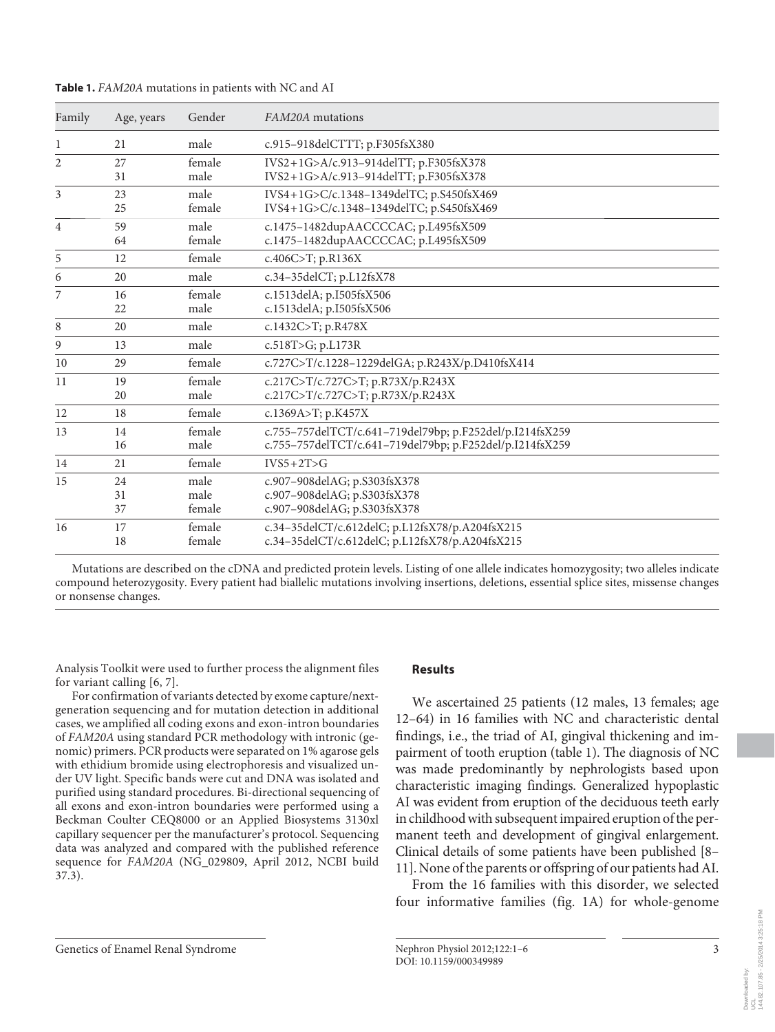**Table 1.** *FAM20A* mutations in patients with NC and AI

| Family | Age, years | Gender | *FAM20A* mutations |
|---|---|---|---|
| 1 | 21 | male | c.915–918delCTTT; p.F305fsX380 |
| 2 | 27 | female | IVS2+1G>A/c.913–914delTT; p.F305fsX378 |
| | 31 | male | IVS2+1G>A/c.913–914delTT; p.F305fsX378 |
| 3 | 23 | male | IVS4+1G>C/c.1348–1349delTC; p.S450fsX469 |
| | 25 | female | IVS4+1G>C/c.1348–1349delTC; p.S450fsX469 |
| 4 | 59 | male | c.1475–1482dupAACCCCAC; p.L495fsX509 |
| | 64 | female | c.1475–1482dupAACCCCAC; p.L495fsX509 |
| 5 | 12 | female | c.406C>T; p.R136X |
| 6 | 20 | male | c.34–35delCT; p.L12fsX78 |
| 7 | 16 | female | c.1513delA; p.I505fsX506 |
| | 22 | male | c.1513delA; p.I505fsX506 |
| 8 | 20 | male | c.1432C>T; p.R478X |
| 9 | 13 | male | c.518T>G; p.L173R |
| 10 | 29 | female | c.727C>T/c.1228–1229delGA; p.R243X/p.D410fsX414 |
| 11 | 19 | female | c.217C>T/c.727C>T; p.R73X/p.R243X |
| | 20 | male | c.217C>T/c.727C>T; p.R73X/p.R243X |
| 12 | 18 | female | c.1369A>T; p.K457X |
| 13 | 14 | female | c.755–757delTCT/c.641–719del79bp; p.F252del/p.I214fsX259 |
| | 16 | male | c.755–757delTCT/c.641–719del79bp; p.F252del/p.I214fsX259 |
| 14 | 21 | female | IVS5+2T>G |
| 15 | 24 | male | c.907–908delAG; p.S303fsX378 |
| | 31 | male | c.907–908delAG; p.S303fsX378 |
| | 37 | female | c.907–908delAG; p.S303fsX378 |
| 16 | 17 | female | c.34–35delCT/c.612delC; p.L12fsX78/p.A204fsX215 |
| | 18 | female | c.34–35delCT/c.612delC; p.L12fsX78/p.A204fsX215 |

Mutations are described on the cDNA and predicted protein levels. Listing of one allele indicates homozygosity; two alleles indicate compound heterozygosity. Every patient had biallelic mutations involving insertions, deletions, essential splice sites, missense changes or nonsense changes.

Analysis Toolkit were used to further process the alignment files for variant calling [6, 7].

For confirmation of variants detected by exome capture/next-generation sequencing and for mutation detection in additional cases, we amplified all coding exons and exon-intron boundaries of *FAM20A* using standard PCR methodology with intronic (genomic) primers. PCR products were separated on 1% agarose gels with ethidium bromide using electrophoresis and visualized under UV light. Specific bands were cut and DNA was isolated and purified using standard procedures. Bi-directional sequencing of all exons and exon-intron boundaries were performed using a Beckman Coulter CEQ8000 or an Applied Biosystems 3130xl capillary sequencer per the manufacturer's protocol. Sequencing data was analyzed and compared with the published reference sequence for *FAM20A* (NG_029809, April 2012, NCBI build 37.3).

## Results

We ascertained 25 patients (12 males, 13 females; age 12–64) in 16 families with NC and characteristic dental findings, i.e., the triad of AI, gingival thickening and impairment of tooth eruption (table 1). The diagnosis of NC was made predominantly by nephrologists based upon characteristic imaging findings. Generalized hypoplastic AI was evident from eruption of the deciduous teeth early in childhood with subsequent impaired eruption of the permanent teeth and development of gingival enlargement. Clinical details of some patients have been published [8–11]. None of the parents or offspring of our patients had AI.

From the 16 families with this disorder, we selected four informative families (fig. 1A) for whole-genome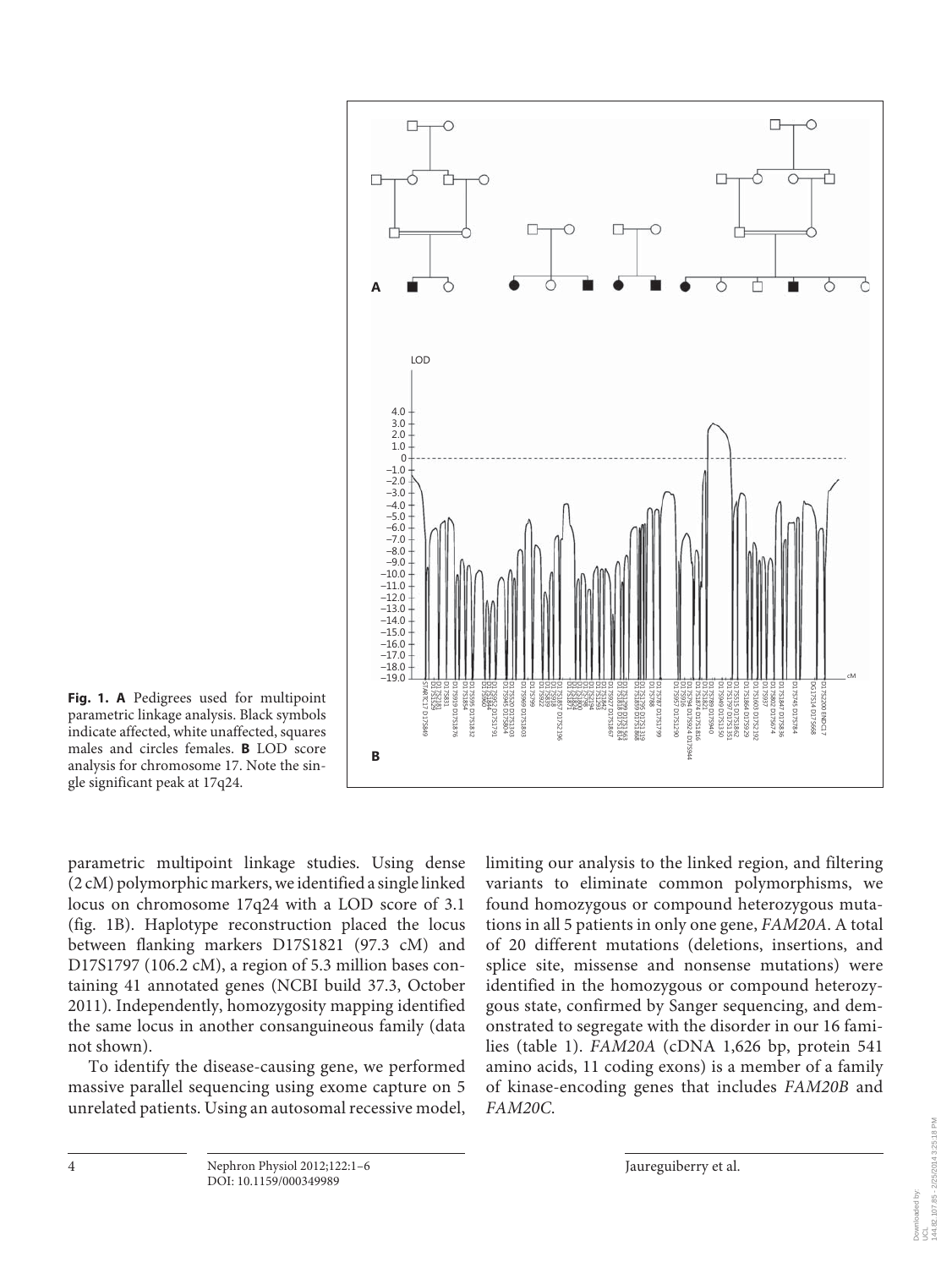**Fig. 1. A** Pedigrees used for multipoint parametric linkage analysis. Black symbols indicate affected, white unaffected, squares males and circles females. **B** LOD score analysis for chromosome 17. Note the single significant peak at 17q24.

parametric multipoint linkage studies. Using dense (2 cM) polymorphic markers, we identified a single linked locus on chromosome 17q24 with a LOD score of 3.1 (fig. 1B). Haplotype reconstruction placed the locus between flanking markers D17S1821 (97.3 cM) and D17S1797 (106.2 cM), a region of 5.3 million bases containing 41 annotated genes (NCBI build 37.3, October 2011). Independently, homozygosity mapping identified the same locus in another consanguineous family (data not shown).

To identify the disease-causing gene, we performed massive parallel sequencing using exome capture on 5 unrelated patients. Using an autosomal recessive model, limiting our analysis to the linked region, and filtering variants to eliminate common polymorphisms, we found homozygous or compound heterozygous mutations in all 5 patients in only one gene, *FAM20A*. A total of 20 different mutations (deletions, insertions, and splice site, missense and nonsense mutations) were identified in the homozygous or compound heterozygous state, confirmed by Sanger sequencing, and demonstrated to segregate with the disorder in our 16 families (table 1). *FAM20A* (cDNA 1,626 bp, protein 541 amino acids, 11 coding exons) is a member of a family of kinase-encoding genes that includes *FAM20B* and *FAM20C*.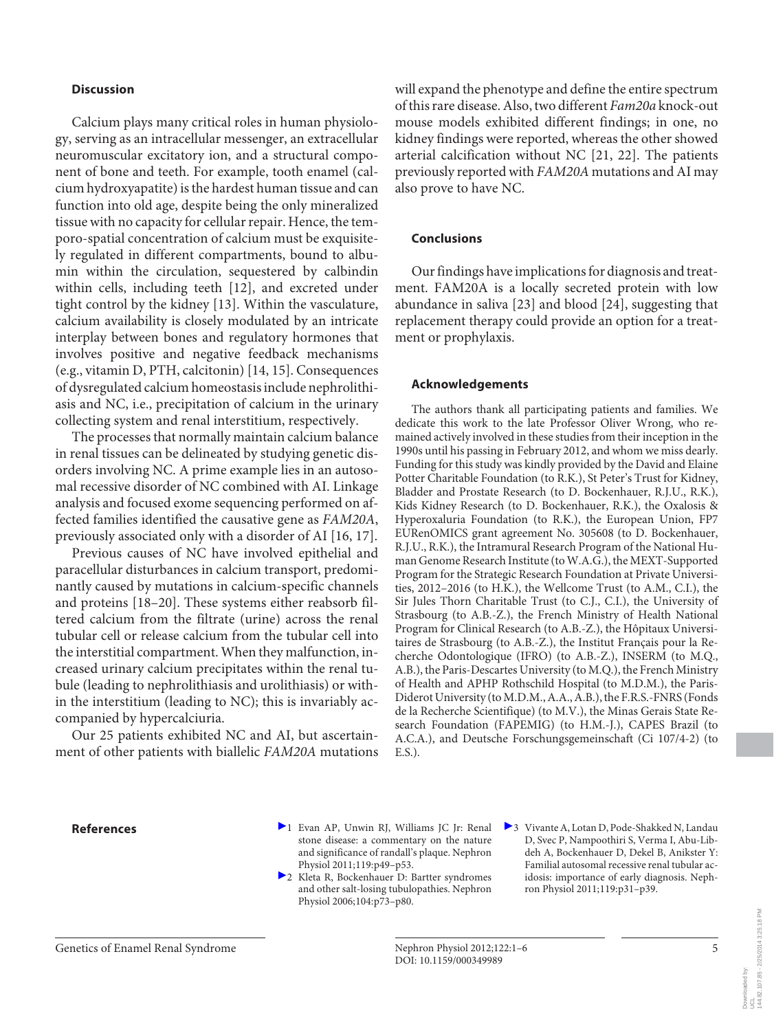## Discussion

Calcium plays many critical roles in human physiology, serving as an intracellular messenger, an extracellular neuromuscular excitatory ion, and a structural component of bone and teeth. For example, tooth enamel (calcium hydroxyapatite) is the hardest human tissue and can function into old age, despite being the only mineralized tissue with no capacity for cellular repair. Hence, the temporo-spatial concentration of calcium must be exquisitely regulated in different compartments, bound to albumin within the circulation, sequestered by calbindin within cells, including teeth [12], and excreted under tight control by the kidney [13]. Within the vasculature, calcium availability is closely modulated by an intricate interplay between bones and regulatory hormones that involves positive and negative feedback mechanisms (e.g., vitamin D, PTH, calcitonin) [14, 15]. Consequences of dysregulated calcium homeostasis include nephrolithiasis and NC, i.e., precipitation of calcium in the urinary collecting system and renal interstitium, respectively.

The processes that normally maintain calcium balance in renal tissues can be delineated by studying genetic disorders involving NC. A prime example lies in an autosomal recessive disorder of NC combined with AI. Linkage analysis and focused exome sequencing performed on affected families identified the causative gene as *FAM20A*, previously associated only with a disorder of AI [16, 17].

Previous causes of NC have involved epithelial and paracellular disturbances in calcium transport, predominantly caused by mutations in calcium-specific channels and proteins [18–20]. These systems either reabsorb filtered calcium from the filtrate (urine) across the renal tubular cell or release calcium from the tubular cell into the interstitial compartment. When they malfunction, increased urinary calcium precipitates within the renal tubule (leading to nephrolithiasis and urolithiasis) or within the interstitium (leading to NC); this is invariably accompanied by hypercalciuria.

Our 25 patients exhibited NC and AI, but ascertainment of other patients with biallelic *FAM20A* mutations will expand the phenotype and define the entire spectrum of this rare disease. Also, two different *Fam20a* knock-out mouse models exhibited different findings; in one, no kidney findings were reported, whereas the other showed arterial calcification without NC [21, 22]. The patients previously reported with *FAM20A* mutations and AI may also prove to have NC.

## Conclusions

Our findings have implications for diagnosis and treatment. FAM20A is a locally secreted protein with low abundance in saliva [23] and blood [24], suggesting that replacement therapy could provide an option for a treatment or prophylaxis.

## Acknowledgements

The authors thank all participating patients and families. We dedicate this work to the late Professor Oliver Wrong, who remained actively involved in these studies from their inception in the 1990s until his passing in February 2012, and whom we miss dearly. Funding for this study was kindly provided by the David and Elaine Potter Charitable Foundation (to R.K.), St Peter's Trust for Kidney, Bladder and Prostate Research (to D. Bockenhauer, R.J.U., R.K.), Kids Kidney Research (to D. Bockenhauer, R.K.), the Oxalosis & Hyperoxaluria Foundation (to R.K.), the European Union, FP7 EURenOMICS grant agreement No. 305608 (to D. Bockenhauer, R.J.U., R.K.), the Intramural Research Program of the National Human Genome Research Institute (to W.A.G.), the MEXT-Supported Program for the Strategic Research Foundation at Private Universities, 2012–2016 (to H.K.), the Wellcome Trust (to A.M., C.I.), the Sir Jules Thorn Charitable Trust (to C.J., C.I.), the University of Strasbourg (to A.B.-Z.), the French Ministry of Health National Program for Clinical Research (to A.B.-Z.), the Hôpitaux Universitaires de Strasbourg (to A.B.-Z.), the Institut Français pour la Recherche Odontologique (IFRO) (to A.B.-Z.), INSERM (to M.Q., A.B.), the Paris-Descartes University (to M.Q.), the French Ministry of Health and APHP Rothschild Hospital (to M.D.M.), the Paris-Diderot University (to M.D.M., A.A., A.B.), the F.R.S.-FNRS (Fonds de la Recherche Scientifique) (to M.V.), the Minas Gerais State Research Foundation (FAPEMIG) (to H.M.-J.), CAPES Brazil (to A.C.A.), and Deutsche Forschungsgemeinschaft (Ci 107/4-2) (to E.S.).

## References

1. Evan AP, Unwin RJ, Williams JC Jr: Renal stone disease: a commentary on the nature and significance of randall's plaque. Nephron Physiol 2011;119:p49–p53.
2. Kleta R, Bockenhauer D: Bartter syndromes and other salt-losing tubulopathies. Nephron Physiol 2006;104:p73–p80.
3. Vivante A, Lotan D, Pode-Shakked N, Landau D, Svec P, Nampoothiri S, Verma I, Abu-Libdeh A, Bockenhauer D, Dekel B, Anikster Y: Familial autosomal recessive renal tubular acidosis: importance of early diagnosis. Nephron Physiol 2011;119:p31–p39.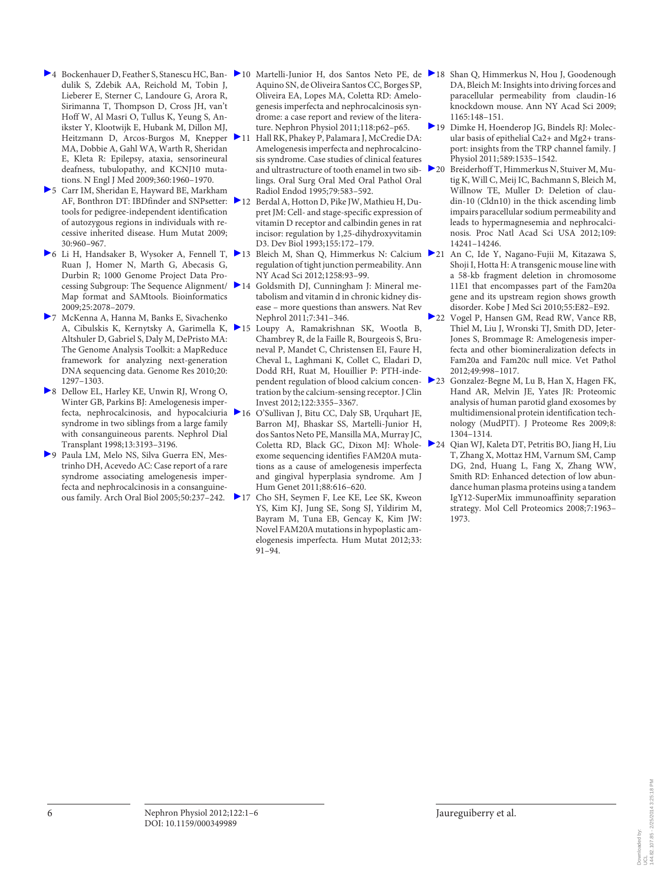4 Bockenhauer D, Feather S, Stanescu HC, Bandulik S, Zdebik AA, Reichold M, Tobin J, Lieberer E, Sterner C, Landoure G, Arora R, Sirimanna T, Thompson D, Cross JH, van't Hoff W, Al Masri O, Tullus K, Yeung S, Anikster Y, Klootwijk E, Hubank M, Dillon MJ, Heitzmann D, Arcos-Burgos M, Knepper MA, Dobbie A, Gahl WA, Warth R, Sheridan E, Kleta R: Epilepsy, ataxia, sensorineural deafness, tubulopathy, and KCNJ10 mutations. N Engl J Med 2009;360:1960–1970.

5 Carr IM, Sheridan E, Hayward BE, Markham AF, Bonthron DT: IBDfinder and SNPsetter: tools for pedigree-independent identification of autozygous regions in individuals with recessive inherited disease. Hum Mutat 2009; 30:960–967.

6 Li H, Handsaker B, Wysoker A, Fennell T, Ruan J, Homer N, Marth G, Abecasis G, Durbin R; 1000 Genome Project Data Processing Subgroup: The Sequence Alignment/Map format and SAMtools. Bioinformatics 2009;25:2078–2079.

7 McKenna A, Hanna M, Banks E, Sivachenko A, Cibulskis K, Kernytsky A, Garimella K, Altshuler D, Gabriel S, Daly M, DePristo MA: The Genome Analysis Toolkit: a MapReduce framework for analyzing next-generation DNA sequencing data. Genome Res 2010;20: 1297–1303.

8 Dellow EL, Harley KE, Unwin RJ, Wrong O, Winter GB, Parkins BJ: Amelogenesis imperfecta, nephrocalcinosis, and hypocalciuria syndrome in two siblings from a large family with consanguineous parents. Nephrol Dial Transplant 1998;13:3193–3196.

9 Paula LM, Melo NS, Silva Guerra EN, Mestrinho DH, Acevedo AC: Case report of a rare syndrome associating amelogenesis imperfecta and nephrocalcinosis in a consanguineous family. Arch Oral Biol 2005;50:237–242.

10 Martelli-Junior H, dos Santos Neto PE, de Aquino SN, de Oliveira Santos CC, Borges SP, Oliveira EA, Lopes MA, Coletta RD: Amelogenesis imperfecta and nephrocalcinosis syndrome: a case report and review of the literature. Nephron Physiol 2011;118:p62–p65.

11 Hall RK, Phakey P, Palamara J, McCredie DA: Amelogenesis imperfecta and nephrocalcinosis syndrome. Case studies of clinical features and ultrastructure of tooth enamel in two siblings. Oral Surg Oral Med Oral Pathol Oral Radiol Endod 1995;79:583–592.

12 Berdal A, Hotton D, Pike JW, Mathieu H, Dupret JM: Cell- and stage-specific expression of vitamin D receptor and calbindin genes in rat incisor: regulation by 1,25-dihydroxyvitamin D3. Dev Biol 1993;155:172–179.

13 Bleich M, Shan Q, Himmerkus N: Calcium regulation of tight junction permeability. Ann NY Acad Sci 2012;1258:93–99.

14 Goldsmith DJ, Cunningham J: Mineral metabolism and vitamin d in chronic kidney disease – more questions than answers. Nat Rev Nephrol 2011;7:341–346.

15 Loupy A, Ramakrishnan SK, Wootla B, Chambrey R, de la Faille R, Bourgeois S, Bruneval P, Mandet C, Christensen EI, Faure H, Cheval L, Laghmani K, Collet C, Eladari D, Dodd RH, Ruat M, Houillier P: PTH-independent regulation of blood calcium concentration by the calcium-sensing receptor. J Clin Invest 2012;122:3355–3367.

16 O'Sullivan J, Bitu CC, Daly SB, Urquhart JE, Barron MJ, Bhaskar SS, Martelli-Junior H, dos Santos Neto PE, Mansilla MA, Murray JC, Coletta RD, Black GC, Dixon MJ: Whole-exome sequencing identifies FAM20A mutations as a cause of amelogenesis imperfecta and gingival hyperplasia syndrome. Am J Hum Genet 2011;88:616–620.

17 Cho SH, Seymen F, Lee KE, Lee SK, Kweon YS, Kim KJ, Jung SE, Song SJ, Yildirim M, Bayram M, Tuna EB, Gencay K, Kim JW: Novel FAM20A mutations in hypoplastic amelogenesis imperfecta. Hum Mutat 2012;33: 91–94.

18 Shan Q, Himmerkus N, Hou J, Goodenough DA, Bleich M: Insights into driving forces and paracellular permeability from claudin-16 knockdown mouse. Ann NY Acad Sci 2009; 1165:148–151.

19 Dimke H, Hoenderop JG, Bindels RJ: Molecular basis of epithelial Ca2+ and Mg2+ transport: insights from the TRP channel family. J Physiol 2011;589:1535–1542.

20 Breiderhoff T, Himmerkus N, Stuiver M, Mutig K, Will C, Meij IC, Bachmann S, Bleich M, Willnow TE, Muller D: Deletion of claudin-10 (Cldn10) in the thick ascending limb impairs paracellular sodium permeability and leads to hypermagnesemia and nephrocalcinosis. Proc Natl Acad Sci USA 2012;109: 14241–14246.

21 An C, Ide Y, Nagano-Fujii M, Kitazawa S, Shoji I, Hotta H: A transgenic mouse line with a 58-kb fragment deletion in chromosome 11E1 that encompasses part of the Fam20a gene and its upstream region shows growth disorder. Kobe J Med Sci 2010;55:E82–E92.

22 Vogel P, Hansen GM, Read RW, Vance RB, Thiel M, Liu J, Wronski TJ, Smith DD, Jeter-Jones S, Brommage R: Amelogenesis imperfecta and other biomineralization defects in Fam20a and Fam20c null mice. Vet Pathol 2012;49:998–1017.

23 Gonzalez-Begne M, Lu B, Han X, Hagen FK, Hand AR, Melvin JE, Yates JR: Proteomic analysis of human parotid gland exosomes by multidimensional protein identification technology (MudPIT). J Proteome Res 2009;8: 1304–1314.

24 Qian WJ, Kaleta DT, Petritis BO, Jiang H, Liu T, Zhang X, Mottaz HM, Varnum SM, Camp DG, 2nd, Huang L, Fang X, Zhang WW, Smith RD: Enhanced detection of low abundance human plasma proteins using a tandem IgY12-SuperMix immunoaffinity separation strategy. Mol Cell Proteomics 2008;7:1963–1973.